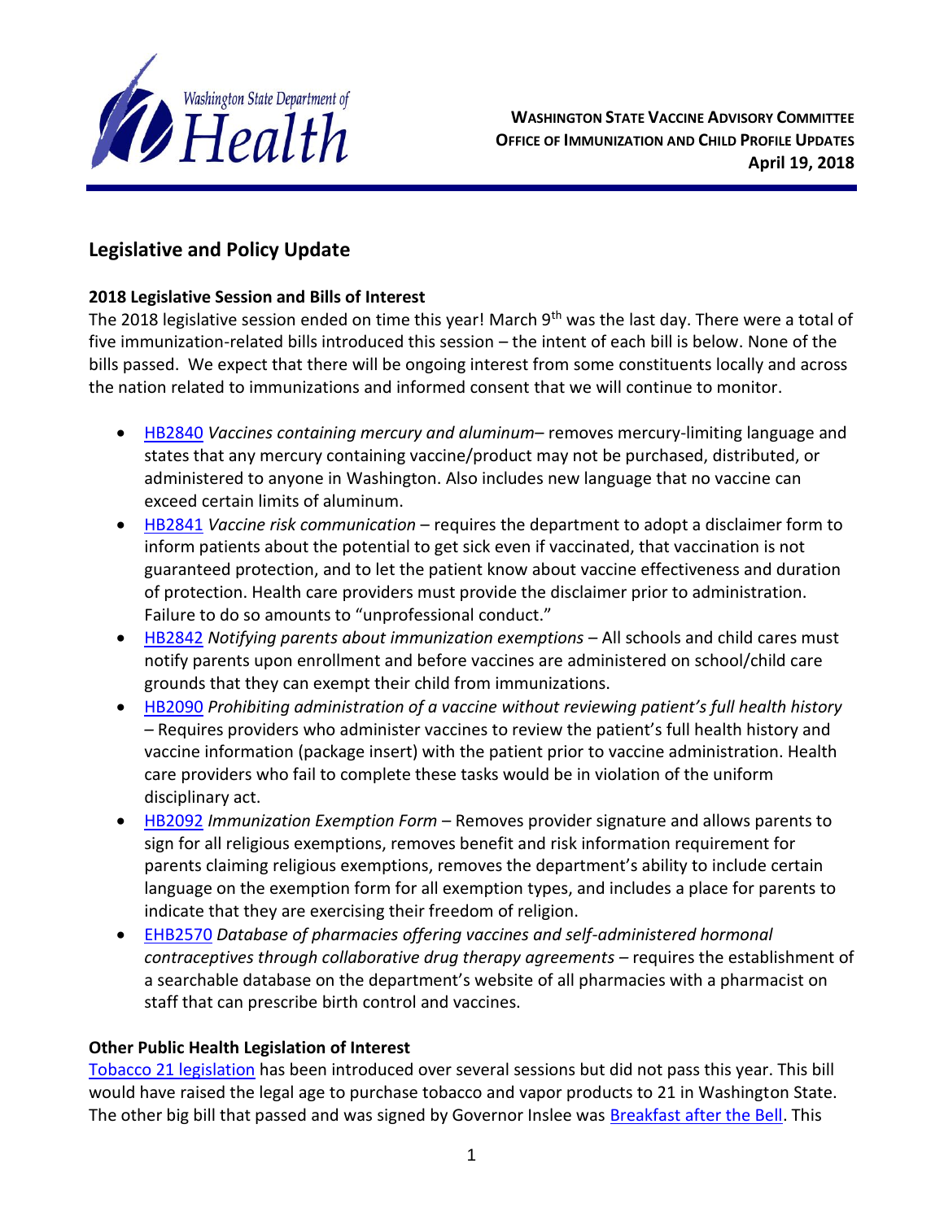**Washington State Vaccine Advisory Committee**
**Office of Immunization and Child Profile Updates**
**April 19, 2018**

## Legislative and Policy Update

### 2018 Legislative Session and Bills of Interest

The 2018 legislative session ended on time this year! March 9th was the last day. There were a total of five immunization-related bills introduced this session – the intent of each bill is below. None of the bills passed. We expect that there will be ongoing interest from some constituents locally and across the nation related to immunizations and informed consent that we will continue to monitor.

- HB2840 *Vaccines containing mercury and aluminum*– removes mercury-limiting language and states that any mercury containing vaccine/product may not be purchased, distributed, or administered to anyone in Washington. Also includes new language that no vaccine can exceed certain limits of aluminum.
- HB2841 *Vaccine risk communication* – requires the department to adopt a disclaimer form to inform patients about the potential to get sick even if vaccinated, that vaccination is not guaranteed protection, and to let the patient know about vaccine effectiveness and duration of protection. Health care providers must provide the disclaimer prior to administration. Failure to do so amounts to "unprofessional conduct."
- HB2842 *Notifying parents about immunization exemptions* – All schools and child cares must notify parents upon enrollment and before vaccines are administered on school/child care grounds that they can exempt their child from immunizations.
- HB2090 *Prohibiting administration of a vaccine without reviewing patient's full health history* – Requires providers who administer vaccines to review the patient's full health history and vaccine information (package insert) with the patient prior to vaccine administration. Health care providers who fail to complete these tasks would be in violation of the uniform disciplinary act.
- HB2092 *Immunization Exemption Form* – Removes provider signature and allows parents to sign for all religious exemptions, removes benefit and risk information requirement for parents claiming religious exemptions, removes the department's ability to include certain language on the exemption form for all exemption types, and includes a place for parents to indicate that they are exercising their freedom of religion.
- EHB2570 *Database of pharmacies offering vaccines and self-administered hormonal contraceptives through collaborative drug therapy agreements* – requires the establishment of a searchable database on the department's website of all pharmacies with a pharmacist on staff that can prescribe birth control and vaccines.

### Other Public Health Legislation of Interest

Tobacco 21 legislation has been introduced over several sessions but did not pass this year. This bill would have raised the legal age to purchase tobacco and vapor products to 21 in Washington State. The other big bill that passed and was signed by Governor Inslee was Breakfast after the Bell. This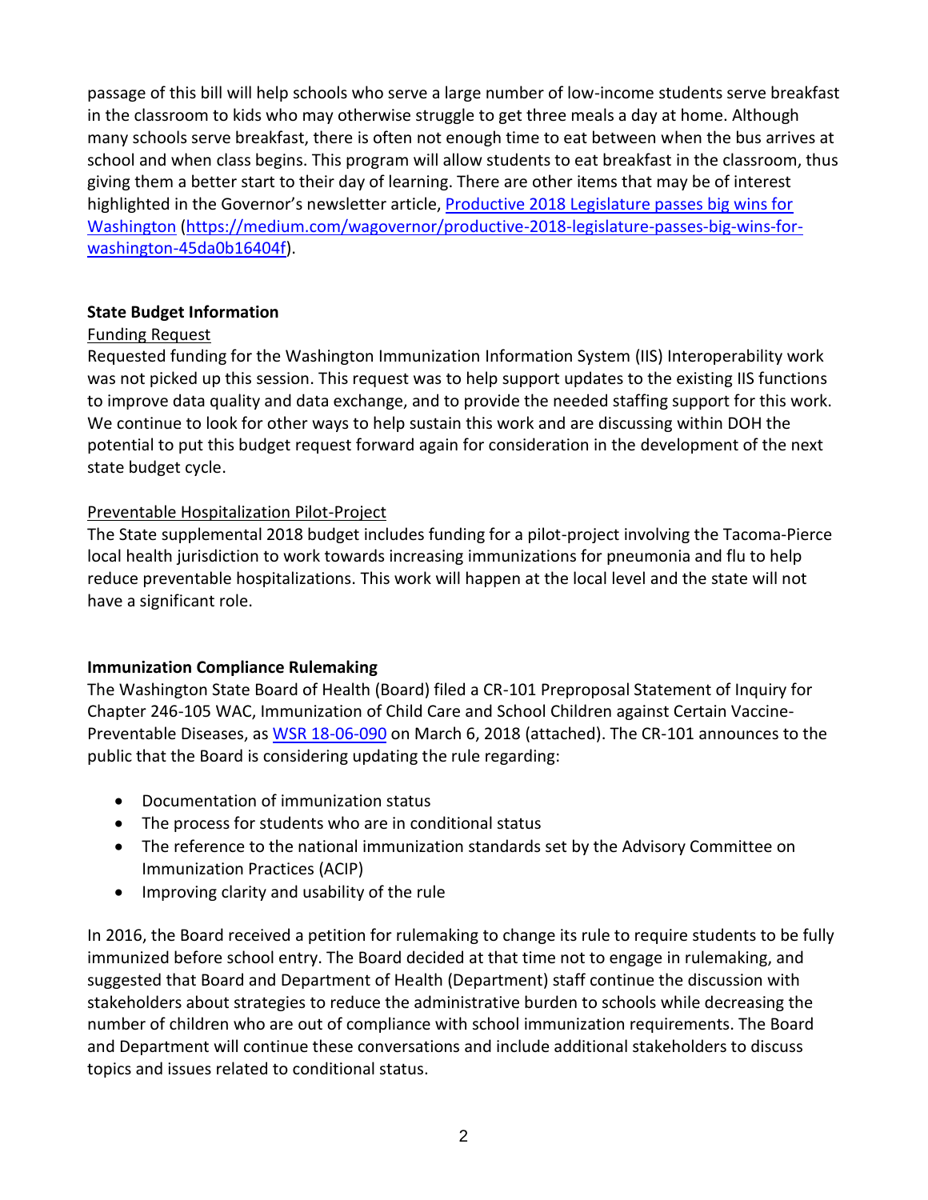passage of this bill will help schools who serve a large number of low-income students serve breakfast in the classroom to kids who may otherwise struggle to get three meals a day at home. Although many schools serve breakfast, there is often not enough time to eat between when the bus arrives at school and when class begins. This program will allow students to eat breakfast in the classroom, thus giving them a better start to their day of learning. There are other items that may be of interest highlighted in the Governor's newsletter article, [Productive 2018 Legislature passes big wins for Washington](https://medium.com/wagovernor/productive-2018-legislature-passes-big-wins-for-washington-45da0b16404f) (https://medium.com/wagovernor/productive-2018-legislature-passes-big-wins-for-washington-45da0b16404f).

**State Budget Information**

Funding Request

Requested funding for the Washington Immunization Information System (IIS) Interoperability work was not picked up this session. This request was to help support updates to the existing IIS functions to improve data quality and data exchange, and to provide the needed staffing support for this work. We continue to look for other ways to help sustain this work and are discussing within DOH the potential to put this budget request forward again for consideration in the development of the next state budget cycle.

Preventable Hospitalization Pilot-Project

The State supplemental 2018 budget includes funding for a pilot-project involving the Tacoma-Pierce local health jurisdiction to work towards increasing immunizations for pneumonia and flu to help reduce preventable hospitalizations. This work will happen at the local level and the state will not have a significant role.

**Immunization Compliance Rulemaking**

The Washington State Board of Health (Board) filed a CR-101 Preproposal Statement of Inquiry for Chapter 246-105 WAC, Immunization of Child Care and School Children against Certain Vaccine-Preventable Diseases, as WSR 18-06-090 on March 6, 2018 (attached). The CR-101 announces to the public that the Board is considering updating the rule regarding:

- Documentation of immunization status
- The process for students who are in conditional status
- The reference to the national immunization standards set by the Advisory Committee on Immunization Practices (ACIP)
- Improving clarity and usability of the rule

In 2016, the Board received a petition for rulemaking to change its rule to require students to be fully immunized before school entry. The Board decided at that time not to engage in rulemaking, and suggested that Board and Department of Health (Department) staff continue the discussion with stakeholders about strategies to reduce the administrative burden to schools while decreasing the number of children who are out of compliance with school immunization requirements. The Board and Department will continue these conversations and include additional stakeholders to discuss topics and issues related to conditional status.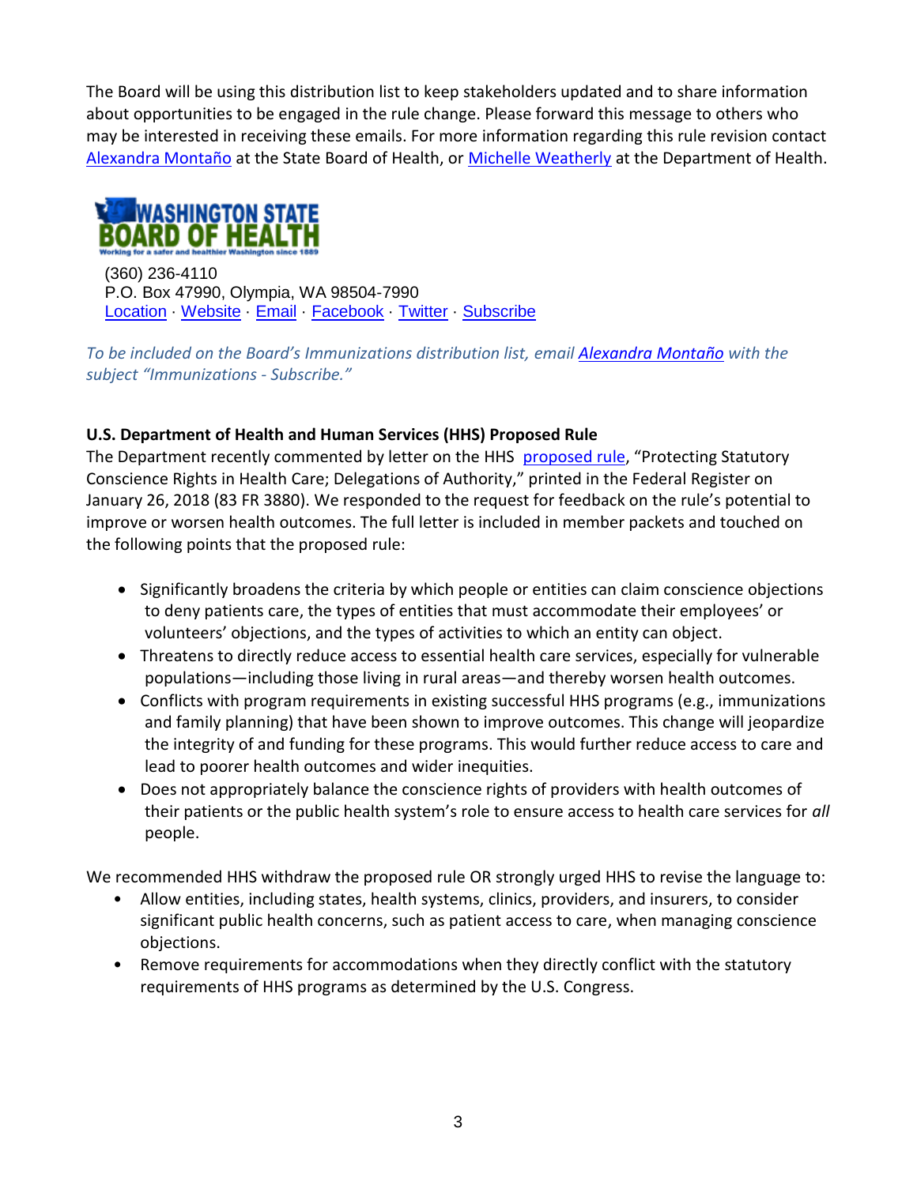The Board will be using this distribution list to keep stakeholders updated and to share information about opportunities to be engaged in the rule change. Please forward this message to others who may be interested in receiving these emails. For more information regarding this rule revision contact Alexandra Montaño at the State Board of Health, or Michelle Weatherly at the Department of Health.

WASHINGTON STATE BOARD OF HEALTH
Working for a safer and healthier Washington since 1889

(360) 236-4110
P.O. Box 47990, Olympia, WA 98504-7990
Location · Website · Email · Facebook · Twitter · Subscribe

*To be included on the Board's Immunizations distribution list, email Alexandra Montaño with the subject "Immunizations - Subscribe."*

**U.S. Department of Health and Human Services (HHS) Proposed Rule**

The Department recently commented by letter on the HHS proposed rule, "Protecting Statutory Conscience Rights in Health Care; Delegations of Authority," printed in the Federal Register on January 26, 2018 (83 FR 3880). We responded to the request for feedback on the rule's potential to improve or worsen health outcomes. The full letter is included in member packets and touched on the following points that the proposed rule:

- Significantly broadens the criteria by which people or entities can claim conscience objections to deny patients care, the types of entities that must accommodate their employees' or volunteers' objections, and the types of activities to which an entity can object.
- Threatens to directly reduce access to essential health care services, especially for vulnerable populations—including those living in rural areas—and thereby worsen health outcomes.
- Conflicts with program requirements in existing successful HHS programs (e.g., immunizations and family planning) that have been shown to improve outcomes. This change will jeopardize the integrity of and funding for these programs. This would further reduce access to care and lead to poorer health outcomes and wider inequities.
- Does not appropriately balance the conscience rights of providers with health outcomes of their patients or the public health system's role to ensure access to health care services for *all* people.

We recommended HHS withdraw the proposed rule OR strongly urged HHS to revise the language to:

- Allow entities, including states, health systems, clinics, providers, and insurers, to consider significant public health concerns, such as patient access to care, when managing conscience objections.
- Remove requirements for accommodations when they directly conflict with the statutory requirements of HHS programs as determined by the U.S. Congress.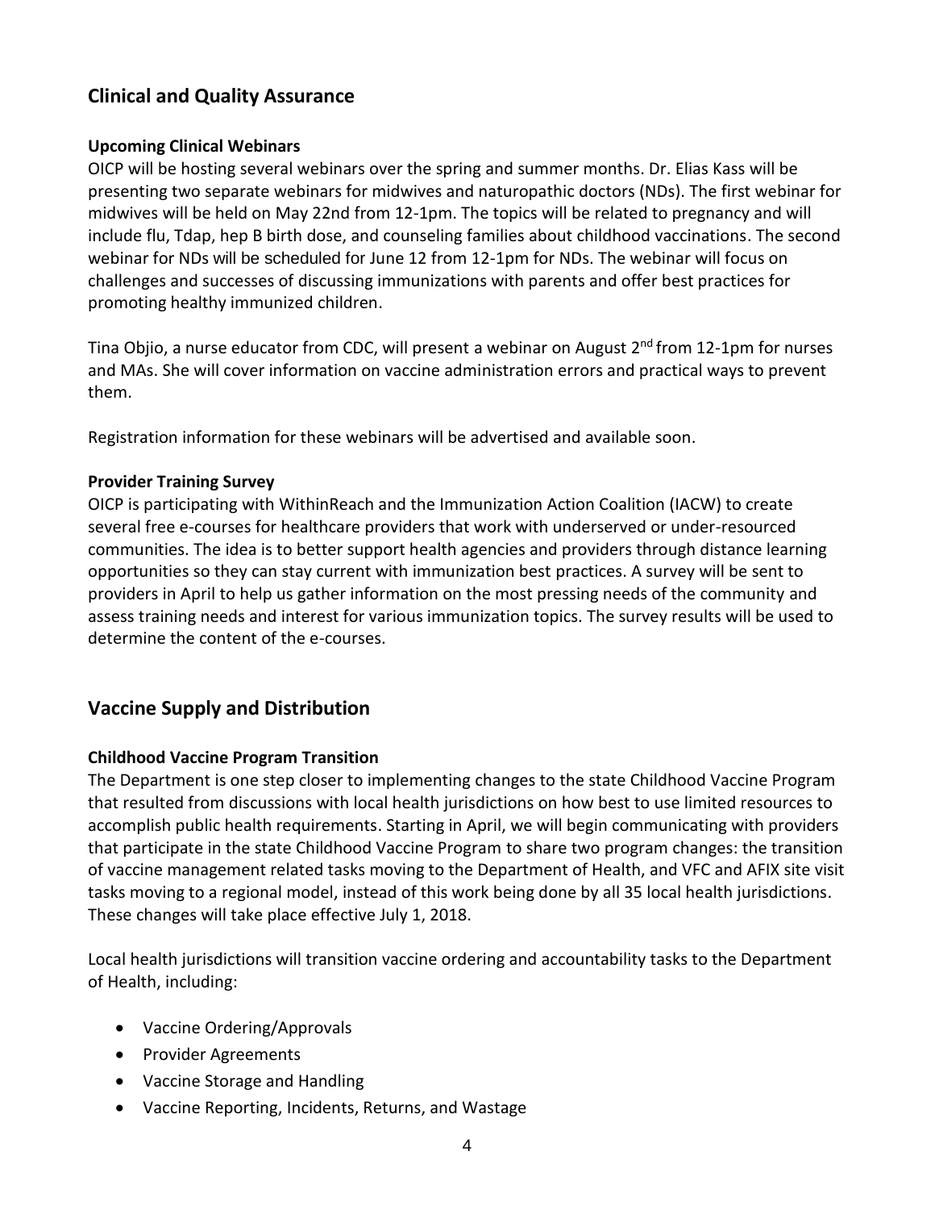## Clinical and Quality Assurance

### Upcoming Clinical Webinars

OICP will be hosting several webinars over the spring and summer months. Dr. Elias Kass will be presenting two separate webinars for midwives and naturopathic doctors (NDs). The first webinar for midwives will be held on May 22nd from 12-1pm. The topics will be related to pregnancy and will include flu, Tdap, hep B birth dose, and counseling families about childhood vaccinations. The second webinar for NDs will be scheduled for June 12 from 12-1pm for NDs. The webinar will focus on challenges and successes of discussing immunizations with parents and offer best practices for promoting healthy immunized children.

Tina Objio, a nurse educator from CDC, will present a webinar on August 2nd from 12-1pm for nurses and MAs. She will cover information on vaccine administration errors and practical ways to prevent them.

Registration information for these webinars will be advertised and available soon.

### Provider Training Survey

OICP is participating with WithinReach and the Immunization Action Coalition (IACW) to create several free e-courses for healthcare providers that work with underserved or under-resourced communities. The idea is to better support health agencies and providers through distance learning opportunities so they can stay current with immunization best practices. A survey will be sent to providers in April to help us gather information on the most pressing needs of the community and assess training needs and interest for various immunization topics. The survey results will be used to determine the content of the e-courses.

## Vaccine Supply and Distribution

### Childhood Vaccine Program Transition

The Department is one step closer to implementing changes to the state Childhood Vaccine Program that resulted from discussions with local health jurisdictions on how best to use limited resources to accomplish public health requirements. Starting in April, we will begin communicating with providers that participate in the state Childhood Vaccine Program to share two program changes: the transition of vaccine management related tasks moving to the Department of Health, and VFC and AFIX site visit tasks moving to a regional model, instead of this work being done by all 35 local health jurisdictions. These changes will take place effective July 1, 2018.

Local health jurisdictions will transition vaccine ordering and accountability tasks to the Department of Health, including:

- Vaccine Ordering/Approvals
- Provider Agreements
- Vaccine Storage and Handling
- Vaccine Reporting, Incidents, Returns, and Wastage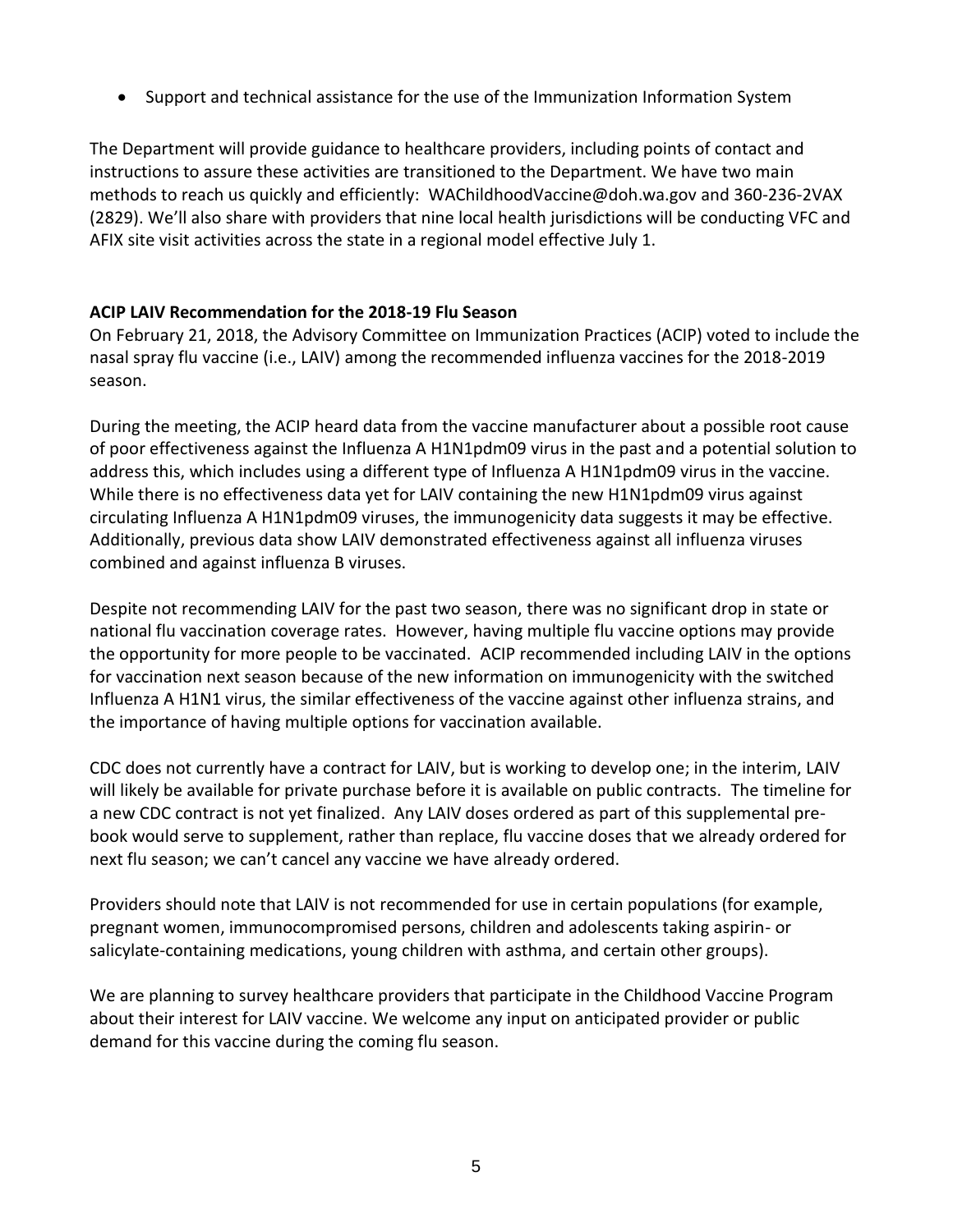- Support and technical assistance for the use of the Immunization Information System

The Department will provide guidance to healthcare providers, including points of contact and instructions to assure these activities are transitioned to the Department. We have two main methods to reach us quickly and efficiently: WAChildhoodVaccine@doh.wa.gov and 360-236-2VAX (2829). We'll also share with providers that nine local health jurisdictions will be conducting VFC and AFIX site visit activities across the state in a regional model effective July 1.

**ACIP LAIV Recommendation for the 2018-19 Flu Season**

On February 21, 2018, the Advisory Committee on Immunization Practices (ACIP) voted to include the nasal spray flu vaccine (i.e., LAIV) among the recommended influenza vaccines for the 2018-2019 season.

During the meeting, the ACIP heard data from the vaccine manufacturer about a possible root cause of poor effectiveness against the Influenza A H1N1pdm09 virus in the past and a potential solution to address this, which includes using a different type of Influenza A H1N1pdm09 virus in the vaccine. While there is no effectiveness data yet for LAIV containing the new H1N1pdm09 virus against circulating Influenza A H1N1pdm09 viruses, the immunogenicity data suggests it may be effective. Additionally, previous data show LAIV demonstrated effectiveness against all influenza viruses combined and against influenza B viruses.

Despite not recommending LAIV for the past two season, there was no significant drop in state or national flu vaccination coverage rates. However, having multiple flu vaccine options may provide the opportunity for more people to be vaccinated. ACIP recommended including LAIV in the options for vaccination next season because of the new information on immunogenicity with the switched Influenza A H1N1 virus, the similar effectiveness of the vaccine against other influenza strains, and the importance of having multiple options for vaccination available.

CDC does not currently have a contract for LAIV, but is working to develop one; in the interim, LAIV will likely be available for private purchase before it is available on public contracts. The timeline for a new CDC contract is not yet finalized. Any LAIV doses ordered as part of this supplemental pre-book would serve to supplement, rather than replace, flu vaccine doses that we already ordered for next flu season; we can't cancel any vaccine we have already ordered.

Providers should note that LAIV is not recommended for use in certain populations (for example, pregnant women, immunocompromised persons, children and adolescents taking aspirin- or salicylate-containing medications, young children with asthma, and certain other groups).

We are planning to survey healthcare providers that participate in the Childhood Vaccine Program about their interest for LAIV vaccine. We welcome any input on anticipated provider or public demand for this vaccine during the coming flu season.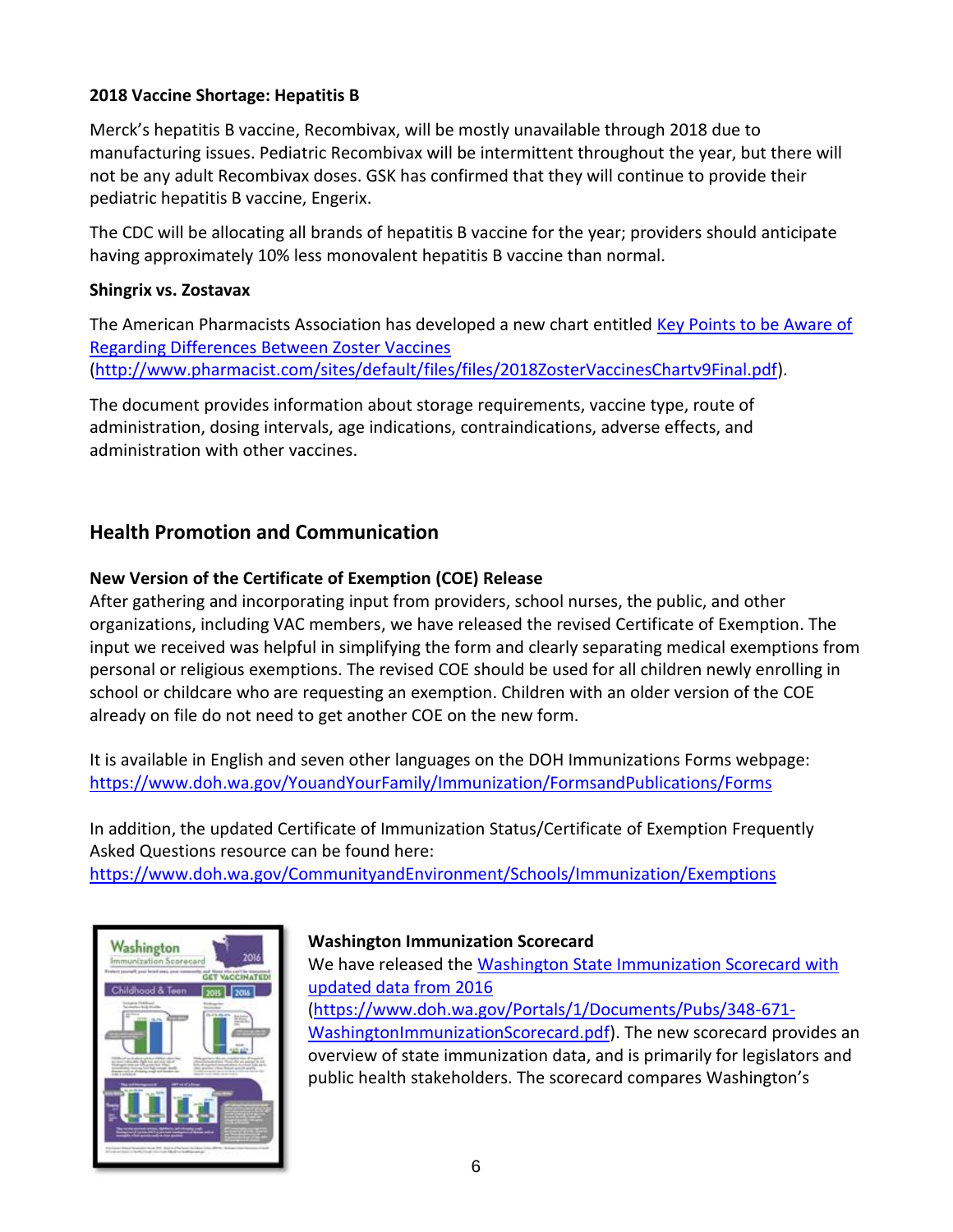**2018 Vaccine Shortage: Hepatitis B**

Merck's hepatitis B vaccine, Recombivax, will be mostly unavailable through 2018 due to manufacturing issues. Pediatric Recombivax will be intermittent throughout the year, but there will not be any adult Recombivax doses. GSK has confirmed that they will continue to provide their pediatric hepatitis B vaccine, Engerix.

The CDC will be allocating all brands of hepatitis B vaccine for the year; providers should anticipate having approximately 10% less monovalent hepatitis B vaccine than normal.

**Shingrix vs. Zostavax**

The American Pharmacists Association has developed a new chart entitled [Key Points to be Aware of Regarding Differences Between Zoster Vaccines](http://www.pharmacist.com/sites/default/files/files/2018ZosterVaccinesChartv9Final.pdf) (http://www.pharmacist.com/sites/default/files/files/2018ZosterVaccinesChartv9Final.pdf).

The document provides information about storage requirements, vaccine type, route of administration, dosing intervals, age indications, contraindications, adverse effects, and administration with other vaccines.

## Health Promotion and Communication

**New Version of the Certificate of Exemption (COE) Release**

After gathering and incorporating input from providers, school nurses, the public, and other organizations, including VAC members, we have released the revised Certificate of Exemption. The input we received was helpful in simplifying the form and clearly separating medical exemptions from personal or religious exemptions. The revised COE should be used for all children newly enrolling in school or childcare who are requesting an exemption. Children with an older version of the COE already on file do not need to get another COE on the new form.

It is available in English and seven other languages on the DOH Immunizations Forms webpage: https://www.doh.wa.gov/YouandYourFamily/Immunization/FormsandPublications/Forms

In addition, the updated Certificate of Immunization Status/Certificate of Exemption Frequently Asked Questions resource can be found here: https://www.doh.wa.gov/CommunityandEnvironment/Schools/Immunization/Exemptions

**Washington Immunization Scorecard**

We have released the [Washington State Immunization Scorecard with updated data from 2016](https://www.doh.wa.gov/Portals/1/Documents/Pubs/348-671-WashingtonImmunizationScorecard.pdf) (https://www.doh.wa.gov/Portals/1/Documents/Pubs/348-671-WashingtonImmunizationScorecard.pdf). The new scorecard provides an overview of state immunization data, and is primarily for legislators and public health stakeholders. The scorecard compares Washington's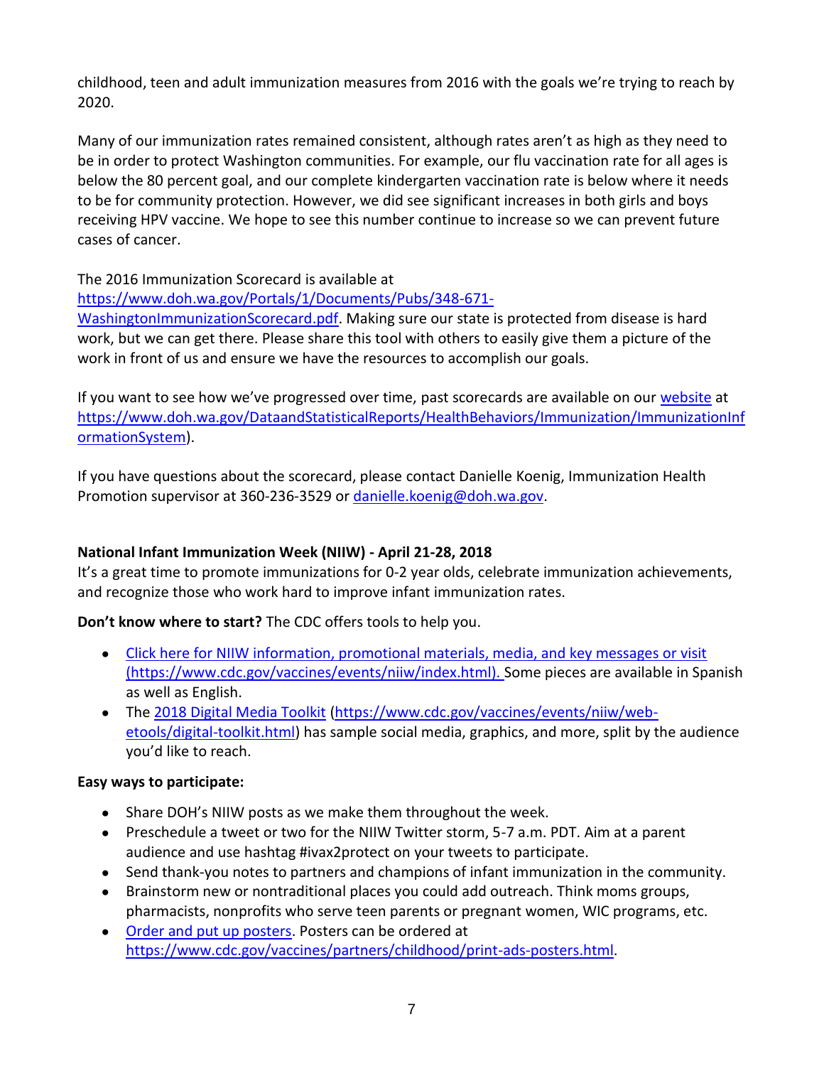childhood, teen and adult immunization measures from 2016 with the goals we're trying to reach by 2020.

Many of our immunization rates remained consistent, although rates aren't as high as they need to be in order to protect Washington communities. For example, our flu vaccination rate for all ages is below the 80 percent goal, and our complete kindergarten vaccination rate is below where it needs to be for community protection. However, we did see significant increases in both girls and boys receiving HPV vaccine. We hope to see this number continue to increase so we can prevent future cases of cancer.

The 2016 Immunization Scorecard is available at [https://www.doh.wa.gov/Portals/1/Documents/Pubs/348-671-WashingtonImmunizationScorecard.pdf](https://www.doh.wa.gov/Portals/1/Documents/Pubs/348-671-WashingtonImmunizationScorecard.pdf). Making sure our state is protected from disease is hard work, but we can get there. Please share this tool with others to easily give them a picture of the work in front of us and ensure we have the resources to accomplish our goals.

If you want to see how we've progressed over time, past scorecards are available on our [website](https://www.doh.wa.gov/DataandStatisticalReports/HealthBehaviors/Immunization/ImmunizationInformationSystem) at [https://www.doh.wa.gov/DataandStatisticalReports/HealthBehaviors/Immunization/ImmunizationInformationSystem](https://www.doh.wa.gov/DataandStatisticalReports/HealthBehaviors/Immunization/ImmunizationInformationSystem)).

If you have questions about the scorecard, please contact Danielle Koenig, Immunization Health Promotion supervisor at 360-236-3529 or [danielle.koenig@doh.wa.gov](mailto:danielle.koenig@doh.wa.gov).

**National Infant Immunization Week (NIIW) - April 21-28, 2018**

It's a great time to promote immunizations for 0-2 year olds, celebrate immunization achievements, and recognize those who work hard to improve infant immunization rates.

**Don't know where to start?** The CDC offers tools to help you.

- [Click here for NIIW information, promotional materials, media, and key messages or visit (https://www.cdc.gov/vaccines/events/niiw/index.html).](https://www.cdc.gov/vaccines/events/niiw/index.html) Some pieces are available in Spanish as well as English.
- The [2018 Digital Media Toolkit](https://www.cdc.gov/vaccines/events/niiw/web-etools/digital-toolkit.html) ([https://www.cdc.gov/vaccines/events/niiw/web-etools/digital-toolkit.html](https://www.cdc.gov/vaccines/events/niiw/web-etools/digital-toolkit.html)) has sample social media, graphics, and more, split by the audience you'd like to reach.

**Easy ways to participate:**

- Share DOH's NIIW posts as we make them throughout the week.
- Preschedule a tweet or two for the NIIW Twitter storm, 5-7 a.m. PDT. Aim at a parent audience and use hashtag #ivax2protect on your tweets to participate.
- Send thank-you notes to partners and champions of infant immunization in the community.
- Brainstorm new or nontraditional places you could add outreach. Think moms groups, pharmacists, nonprofits who serve teen parents or pregnant women, WIC programs, etc.
- [Order and put up posters](https://www.cdc.gov/vaccines/partners/childhood/print-ads-posters.html). Posters can be ordered at [https://www.cdc.gov/vaccines/partners/childhood/print-ads-posters.html](https://www.cdc.gov/vaccines/partners/childhood/print-ads-posters.html).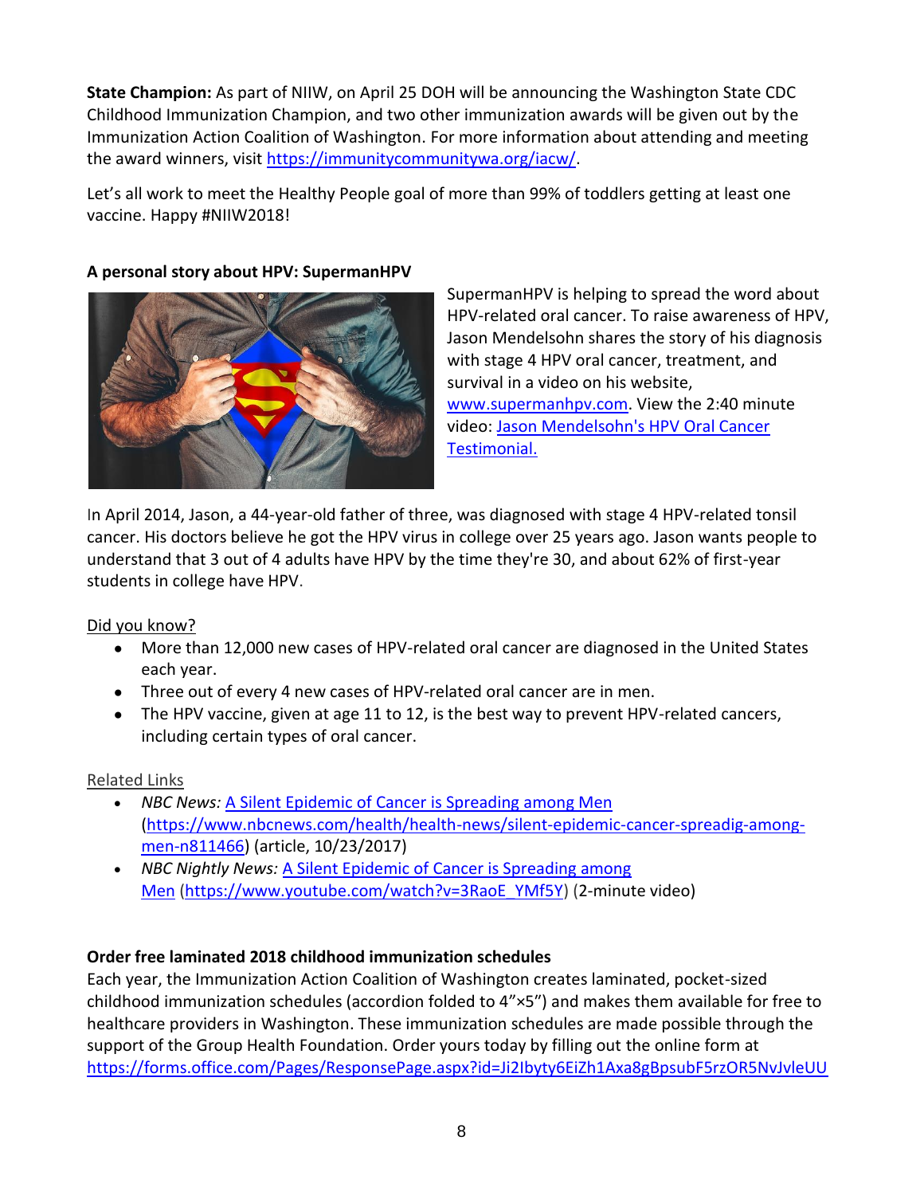**State Champion:** As part of NIIW, on April 25 DOH will be announcing the Washington State CDC Childhood Immunization Champion, and two other immunization awards will be given out by the Immunization Action Coalition of Washington. For more information about attending and meeting the award winners, visit https://immunitycommunitywa.org/iacw/.

Let's all work to meet the Healthy People goal of more than 99% of toddlers getting at least one vaccine. Happy #NIIW2018!

**A personal story about HPV: SupermanHPV**

SupermanHPV is helping to spread the word about HPV-related oral cancer. To raise awareness of HPV, Jason Mendelsohn shares the story of his diagnosis with stage 4 HPV oral cancer, treatment, and survival in a video on his website, www.supermanhpv.com. View the 2:40 minute video: Jason Mendelsohn's HPV Oral Cancer Testimonial.

In April 2014, Jason, a 44-year-old father of three, was diagnosed with stage 4 HPV-related tonsil cancer. His doctors believe he got the HPV virus in college over 25 years ago. Jason wants people to understand that 3 out of 4 adults have HPV by the time they're 30, and about 62% of first-year students in college have HPV.

Did you know?

- More than 12,000 new cases of HPV-related oral cancer are diagnosed in the United States each year.
- Three out of every 4 new cases of HPV-related oral cancer are in men.
- The HPV vaccine, given at age 11 to 12, is the best way to prevent HPV-related cancers, including certain types of oral cancer.

Related Links

- *NBC News:* A Silent Epidemic of Cancer is Spreading among Men (https://www.nbcnews.com/health/health-news/silent-epidemic-cancer-spreadig-among-men-n811466) (article, 10/23/2017)
- *NBC Nightly News:* A Silent Epidemic of Cancer is Spreading among Men (https://www.youtube.com/watch?v=3RaoE_YMf5Y) (2-minute video)

**Order free laminated 2018 childhood immunization schedules**

Each year, the Immunization Action Coalition of Washington creates laminated, pocket-sized childhood immunization schedules (accordion folded to 4"×5") and makes them available for free to healthcare providers in Washington. These immunization schedules are made possible through the support of the Group Health Foundation. Order yours today by filling out the online form at https://forms.office.com/Pages/ResponsePage.aspx?id=Ji2Ibyty6EiZh1Axa8gBpsubF5rzOR5NvJvleUU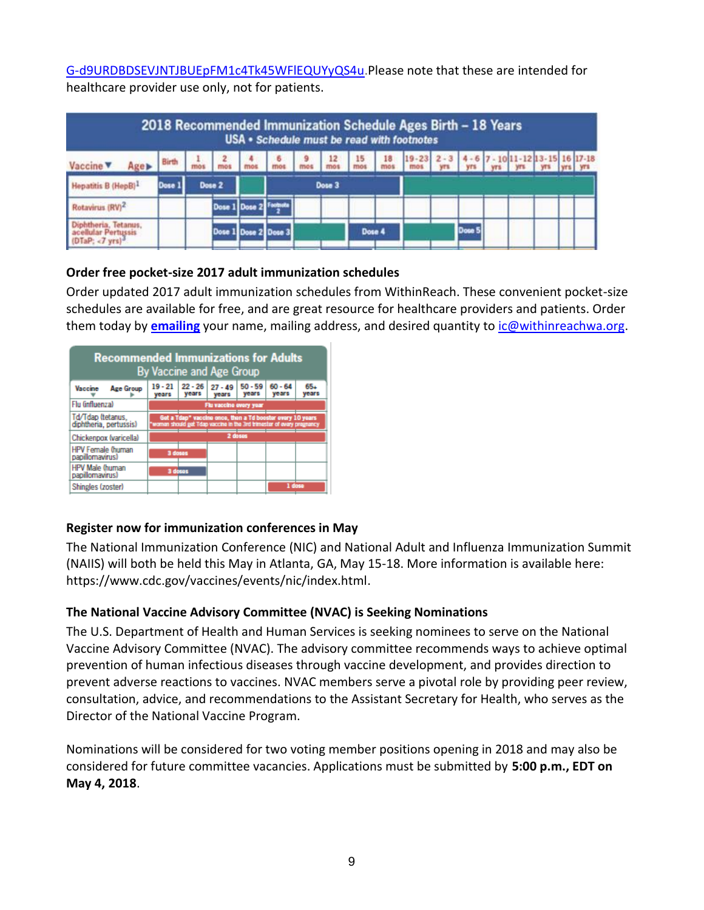G-d9URDBDSEVJNTJBUEpFM1c4Tk45WFlEQUYyQS4u.Please note that these are intended for healthcare provider use only, not for patients.

| 2018 Recommended Immunization Schedule Ages Birth – 18 Years<br>USA • Schedule must be read with footnotes | | | | | | | | | | | | | | | | | | |
|---|---|---|---|---|---|---|---|---|---|---|---|---|---|---|---|---|---|---|
| Vaccine ▼ Age ▶ | Birth | 1 mos | 2 mos | 4 mos | 6 mos | 9 mos | 12 mos | 15 mos | 18 mos | 19-23 mos | 2-3 yrs | 4-6 yrs | 7-10 yrs | 11-12 yrs | 13-15 yrs | 16 yrs | 17-18 yrs |
| Hepatitis B (HepB)[1] | Dose 1 | Dose 2 | | | Dose 3 | | | | | | | | | | | | |
| Rotavirus (RV)[2] | | | Dose 1 | Dose 2 | Footnote 2 | | | | | | | | | | | | |
| Diphtheria, Tetanus, acellular Pertussis (DTaP; <7 yrs)[3] | | | Dose 1 | Dose 2 | Dose 3 | | | Dose 4 | | | | Dose 5 | | | | | |

### Order free pocket-size 2017 adult immunization schedules

Order updated 2017 adult immunization schedules from WithinReach. These convenient pocket-size schedules are available for free, and are great resource for healthcare providers and patients. Order them today by **emailing** your name, mailing address, and desired quantity to ic@withinreachwa.org.

| Recommended Immunizations for Adults<br>By Vaccine and Age Group | | | | | | |
|---|---|---|---|---|---|---|
| Vaccine ▼ Age Group ▶ | 19 - 21 years | 22 - 26 years | 27 - 49 years | 50 - 59 years | 60 - 64 years | 65+ years |
| Flu (influenza) | Flu vaccine every year | | | | | |
| Td/Tdap (tetanus, diphtheria, pertussis) | Get a Tdap* vaccine once, then a Td booster every 10 years<br>*woman should get Tdap vaccine in the 3rd trimester of every pregnancy | | | | | |
| Chickenpox (varicella) | 2 doses | | | | | |
| HPV Female (human papillomavirus) | 3 doses | | | | | |
| HPV Male (human papillomavirus) | 3 doses | | | | | |
| Shingles (zoster) | | | | | 1 dose | |

### Register now for immunization conferences in May

The National Immunization Conference (NIC) and National Adult and Influenza Immunization Summit (NAIIS) will both be held this May in Atlanta, GA, May 15-18. More information is available here: https://www.cdc.gov/vaccines/events/nic/index.html.

### The National Vaccine Advisory Committee (NVAC) is Seeking Nominations

The U.S. Department of Health and Human Services is seeking nominees to serve on the National Vaccine Advisory Committee (NVAC). The advisory committee recommends ways to achieve optimal prevention of human infectious diseases through vaccine development, and provides direction to prevent adverse reactions to vaccines. NVAC members serve a pivotal role by providing peer review, consultation, advice, and recommendations to the Assistant Secretary for Health, who serves as the Director of the National Vaccine Program.

Nominations will be considered for two voting member positions opening in 2018 and may also be considered for future committee vacancies. Applications must be submitted by **5:00 p.m., EDT on May 4, 2018**.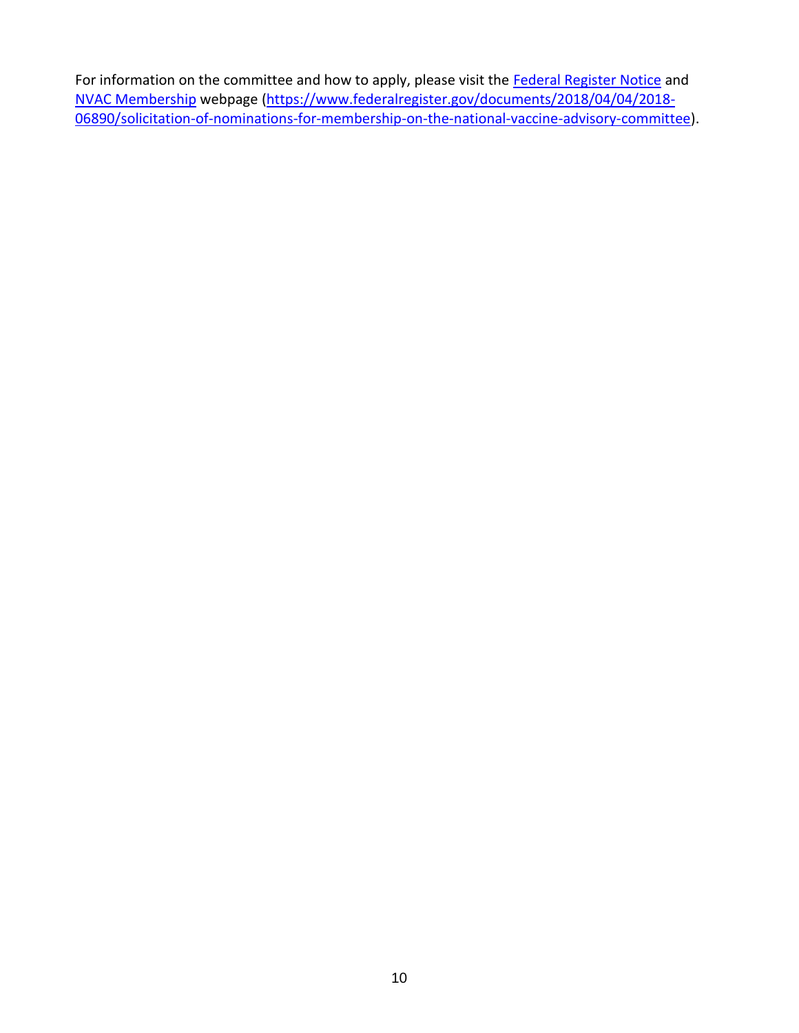For information on the committee and how to apply, please visit the [Federal Register Notice](https://www.federalregister.gov/documents/2018/04/04/2018-06890/solicitation-of-nominations-for-membership-on-the-national-vaccine-advisory-committee) and [NVAC Membership](https://www.federalregister.gov/documents/2018/04/04/2018-06890/solicitation-of-nominations-for-membership-on-the-national-vaccine-advisory-committee) webpage (https://www.federalregister.gov/documents/2018/04/04/2018-06890/solicitation-of-nominations-for-membership-on-the-national-vaccine-advisory-committee).